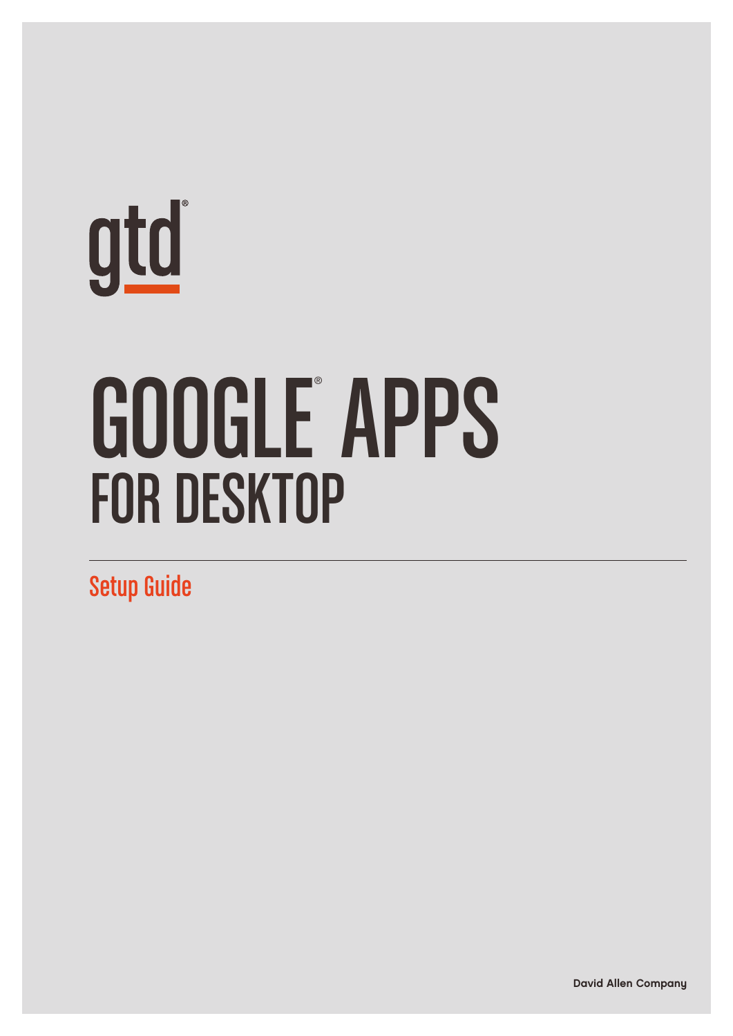gtd®

# GOOGLE® APPS FOR DESKTOP

## Setup Guide

David Allen Company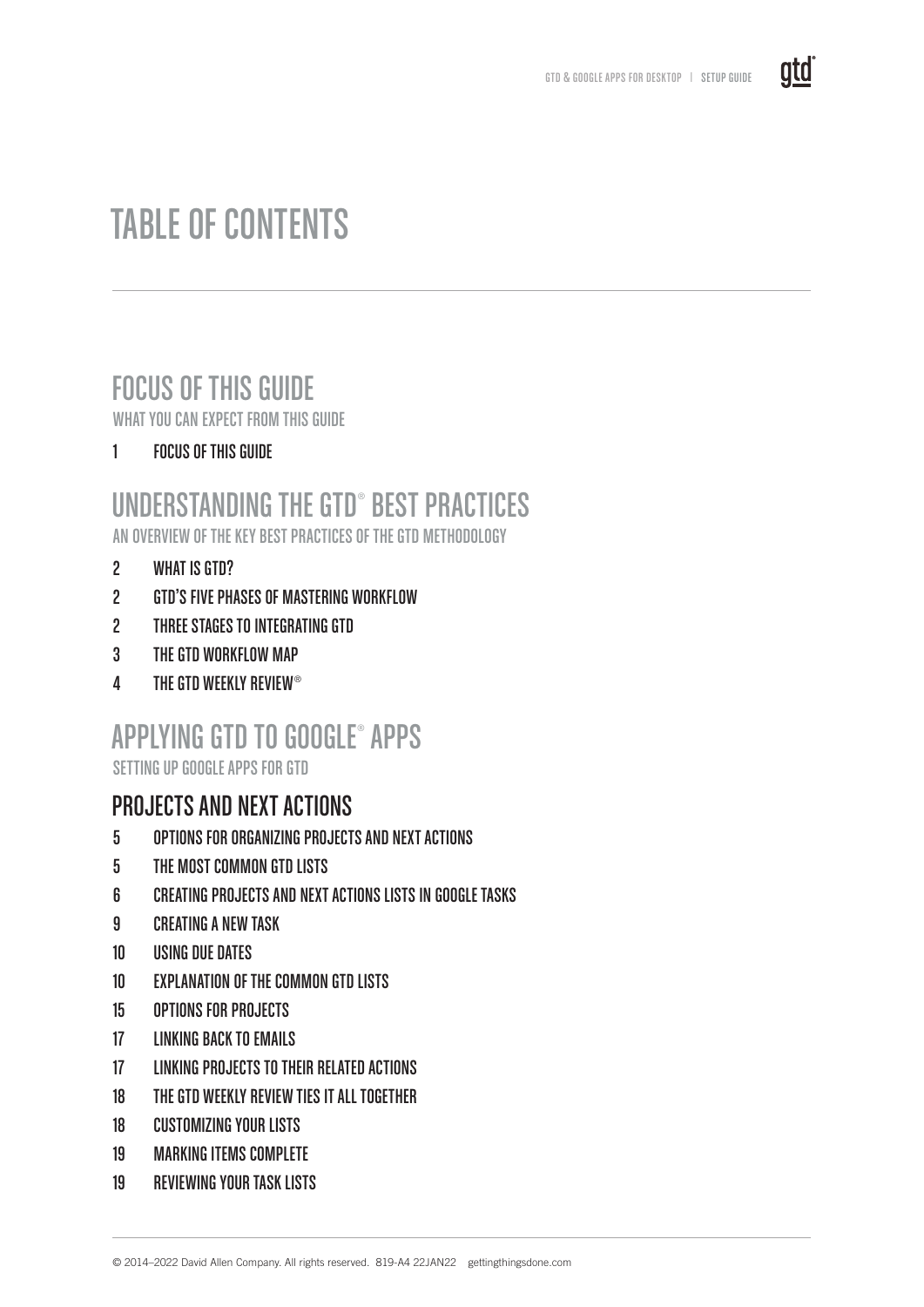# TABLE OF CONTENTS

## FOCUS OF THIS GUIDE

WHAT YOU CAN EXPECT FROM THIS GUIDE

1 FOCUS OF THIS GUIDE

## UNDERSTANDING THE GTD® BEST PRACTICES

AN OVERVIEW OF THE KEY BEST PRACTICES OF THE GTD METHODOLOGY

2 WHAT IS GTD?

2 GTD'S FIVE PHASES OF MASTERING WORKFLOW

2 THREE STAGES TO INTEGRATING GTD

3 THE GTD WORKFLOW MAP

4 THE GTD WEEKLY REVIEW®

## APPLYING GTD TO GOOGLE® APPS

SETTING UP GOOGLE APPS FOR GTD

### PROJECTS AND NEXT ACTIONS

5 OPTIONS FOR ORGANIZING PROJECTS AND NEXT ACTIONS

5 THE MOST COMMON GTD LISTS

6 CREATING PROJECTS AND NEXT ACTIONS LISTS IN GOOGLE TASKS

9 CREATING A NEW TASK

10 USING DUE DATES

10 EXPLANATION OF THE COMMON GTD LISTS

15 OPTIONS FOR PROJECTS

17 LINKING BACK TO EMAILS

17 LINKING PROJECTS TO THEIR RELATED ACTIONS

18 THE GTD WEEKLY REVIEW TIES IT ALL TOGETHER

18 CUSTOMIZING YOUR LISTS

19 MARKING ITEMS COMPLETE

19 REVIEWING YOUR TASK LISTS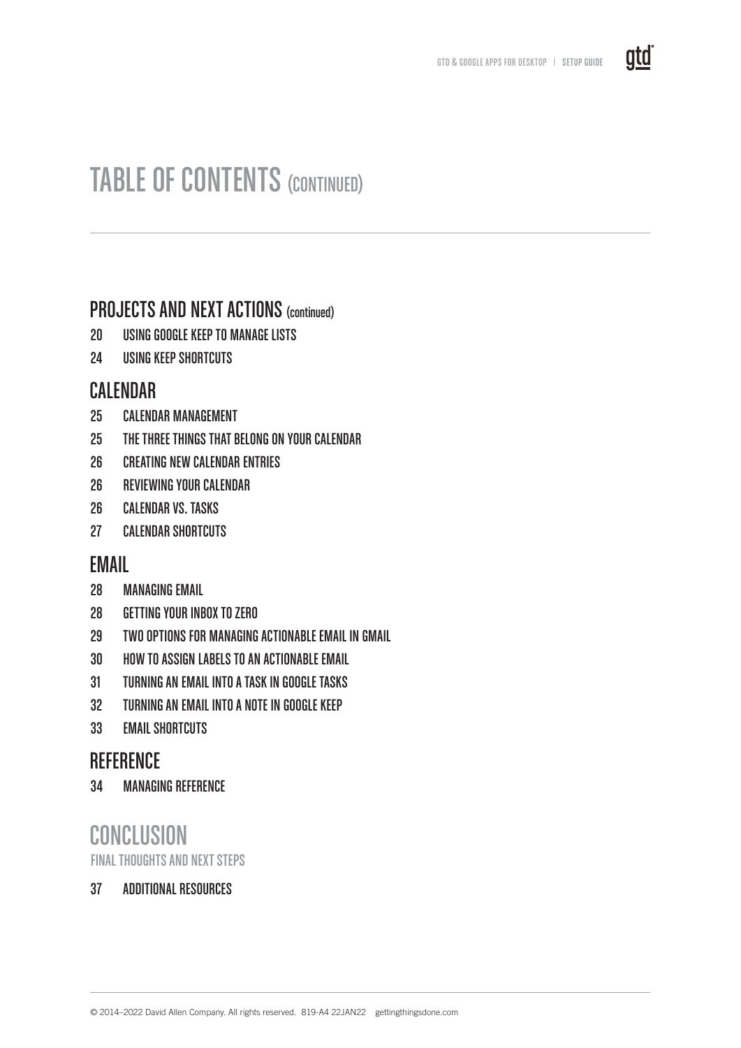# TABLE OF CONTENTS (CONTINUED)

## PROJECTS AND NEXT ACTIONS (continued)

20 USING GOOGLE KEEP TO MANAGE LISTS

24 USING KEEP SHORTCUTS

## CALENDAR

25 CALENDAR MANAGEMENT

25 THE THREE THINGS THAT BELONG ON YOUR CALENDAR

26 CREATING NEW CALENDAR ENTRIES

26 REVIEWING YOUR CALENDAR

26 CALENDAR VS. TASKS

27 CALENDAR SHORTCUTS

## EMAIL

28 MANAGING EMAIL

28 GETTING YOUR INBOX TO ZERO

29 TWO OPTIONS FOR MANAGING ACTIONABLE EMAIL IN GMAIL

30 HOW TO ASSIGN LABELS TO AN ACTIONABLE EMAIL

31 TURNING AN EMAIL INTO A TASK IN GOOGLE TASKS

32 TURNING AN EMAIL INTO A NOTE IN GOOGLE KEEP

33 EMAIL SHORTCUTS

## REFERENCE

34 MANAGING REFERENCE

## CONCLUSION

FINAL THOUGHTS AND NEXT STEPS

37 ADDITIONAL RESOURCES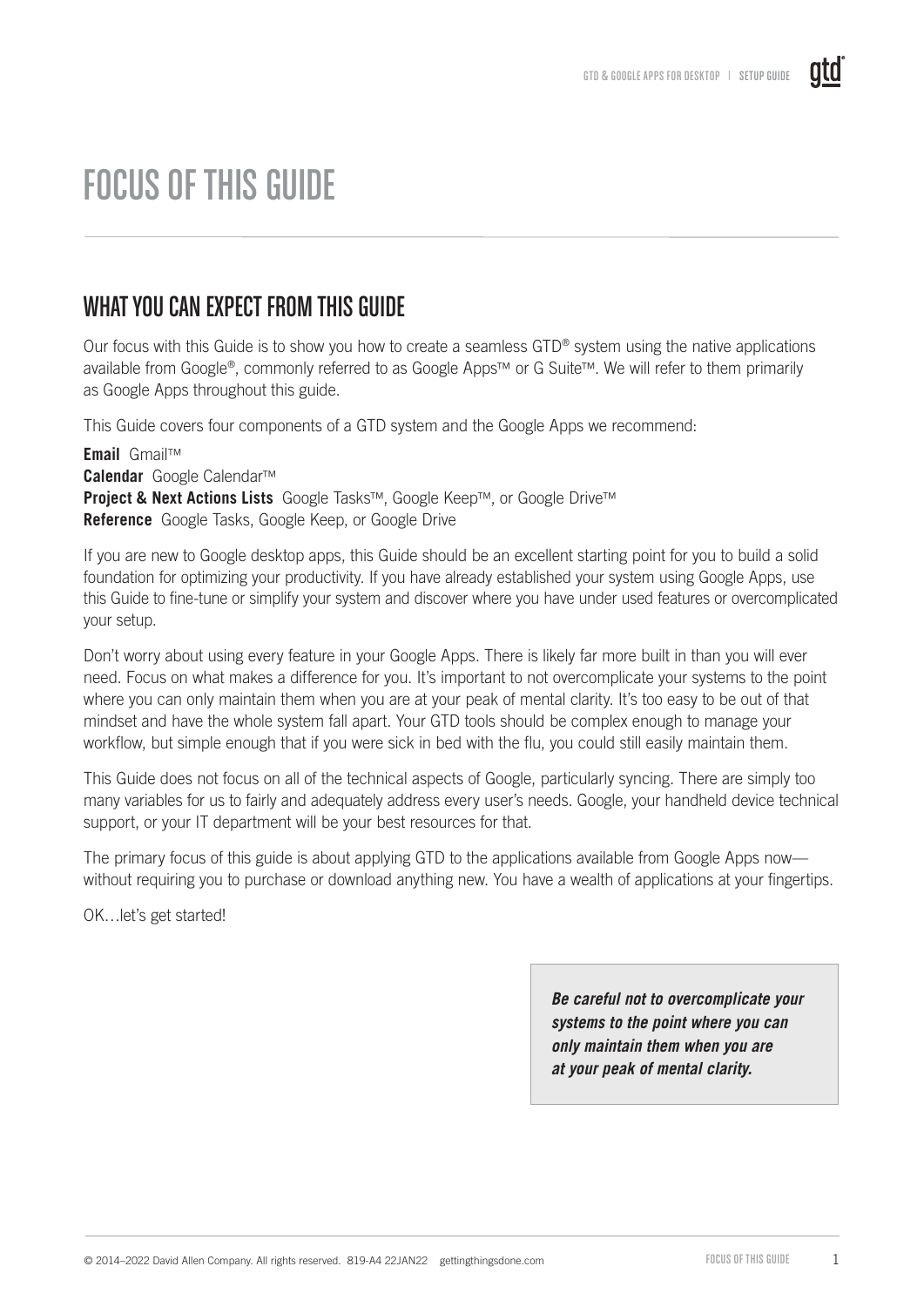# FOCUS OF THIS GUIDE

## WHAT YOU CAN EXPECT FROM THIS GUIDE

Our focus with this Guide is to show you how to create a seamless GTD® system using the native applications available from Google®, commonly referred to as Google Apps™ or G Suite™. We will refer to them primarily as Google Apps throughout this guide.

This Guide covers four components of a GTD system and the Google Apps we recommend:

**Email** Gmail™
**Calendar** Google Calendar™
**Project & Next Actions Lists** Google Tasks™, Google Keep™, or Google Drive™
**Reference** Google Tasks, Google Keep, or Google Drive

If you are new to Google desktop apps, this Guide should be an excellent starting point for you to build a solid foundation for optimizing your productivity. If you have already established your system using Google Apps, use this Guide to fine-tune or simplify your system and discover where you have under used features or overcomplicated your setup.

Don't worry about using every feature in your Google Apps. There is likely far more built in than you will ever need. Focus on what makes a difference for you. It's important to not overcomplicate your systems to the point where you can only maintain them when you are at your peak of mental clarity. It's too easy to be out of that mindset and have the whole system fall apart. Your GTD tools should be complex enough to manage your workflow, but simple enough that if you were sick in bed with the flu, you could still easily maintain them.

This Guide does not focus on all of the technical aspects of Google, particularly syncing. There are simply too many variables for us to fairly and adequately address every user's needs. Google, your handheld device technical support, or your IT department will be your best resources for that.

The primary focus of this guide is about applying GTD to the applications available from Google Apps now—without requiring you to purchase or download anything new. You have a wealth of applications at your fingertips.

OK…let's get started!

***Be careful not to overcomplicate your systems to the point where you can only maintain them when you are at your peak of mental clarity.***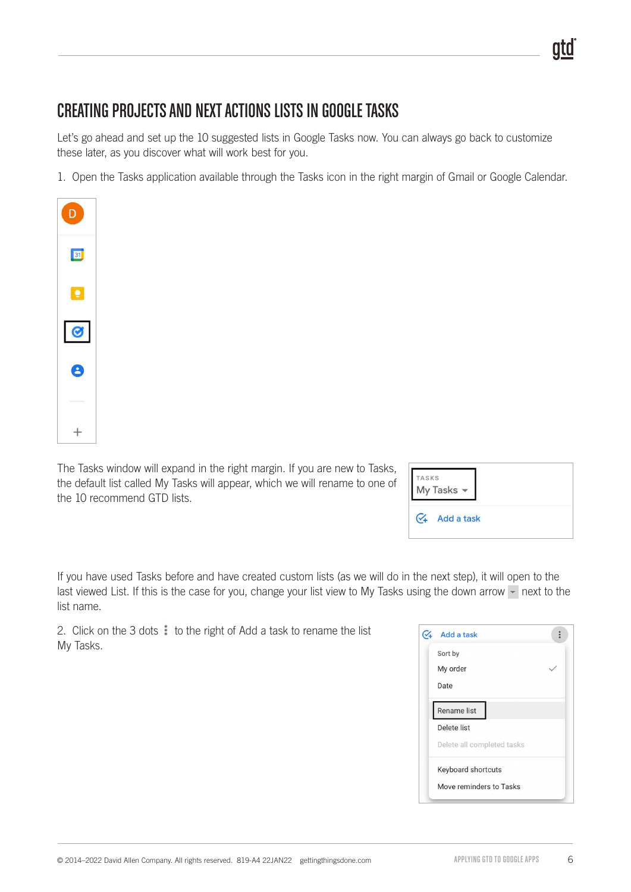## CREATING PROJECTS AND NEXT ACTIONS LISTS IN GOOGLE TASKS

Let's go ahead and set up the 10 suggested lists in Google Tasks now. You can always go back to customize these later, as you discover what will work best for you.

1. Open the Tasks application available through the Tasks icon in the right margin of Gmail or Google Calendar.

The Tasks window will expand in the right margin. If you are new to Tasks, the default list called My Tasks will appear, which we will rename to one of the 10 recommend GTD lists.

If you have used Tasks before and have created custom lists (as we will do in the next step), it will open to the last viewed List. If this is the case for you, change your list view to My Tasks using the down arrow next to the list name.

2. Click on the 3 dots ⋮ to the right of Add a task to rename the list My Tasks.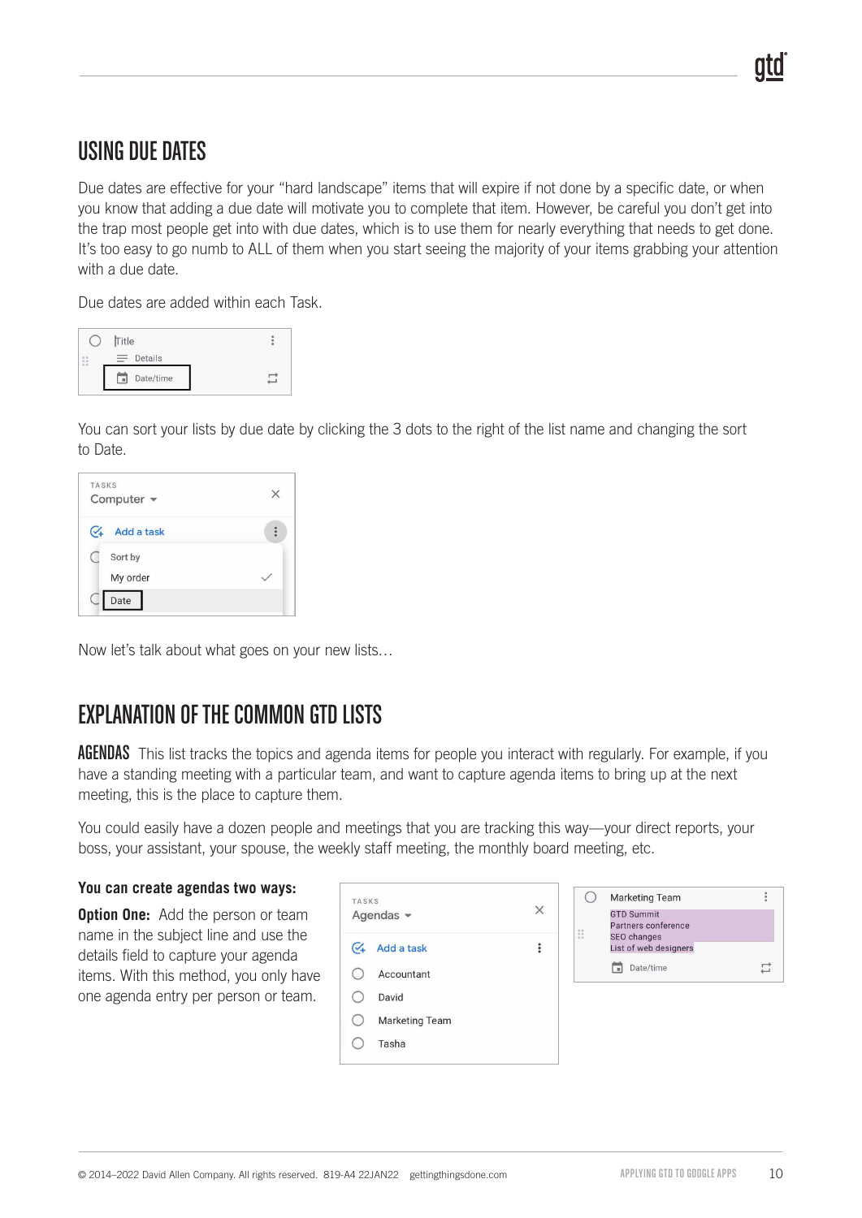## USING DUE DATES

Due dates are effective for your "hard landscape" items that will expire if not done by a specific date, or when you know that adding a due date will motivate you to complete that item. However, be careful you don't get into the trap most people get into with due dates, which is to use them for nearly everything that needs to get done. It's too easy to go numb to ALL of them when you start seeing the majority of your items grabbing your attention with a due date.

Due dates are added within each Task.

You can sort your lists by due date by clicking the 3 dots to the right of the list name and changing the sort to Date.

Now let's talk about what goes on your new lists…

## EXPLANATION OF THE COMMON GTD LISTS

**AGENDAS** This list tracks the topics and agenda items for people you interact with regularly. For example, if you have a standing meeting with a particular team, and want to capture agenda items to bring up at the next meeting, this is the place to capture them.

You could easily have a dozen people and meetings that you are tracking this way—your direct reports, your boss, your assistant, your spouse, the weekly staff meeting, the monthly board meeting, etc.

**You can create agendas two ways:**

**Option One:** Add the person or team name in the subject line and use the details field to capture your agenda items. With this method, you only have one agenda entry per person or team.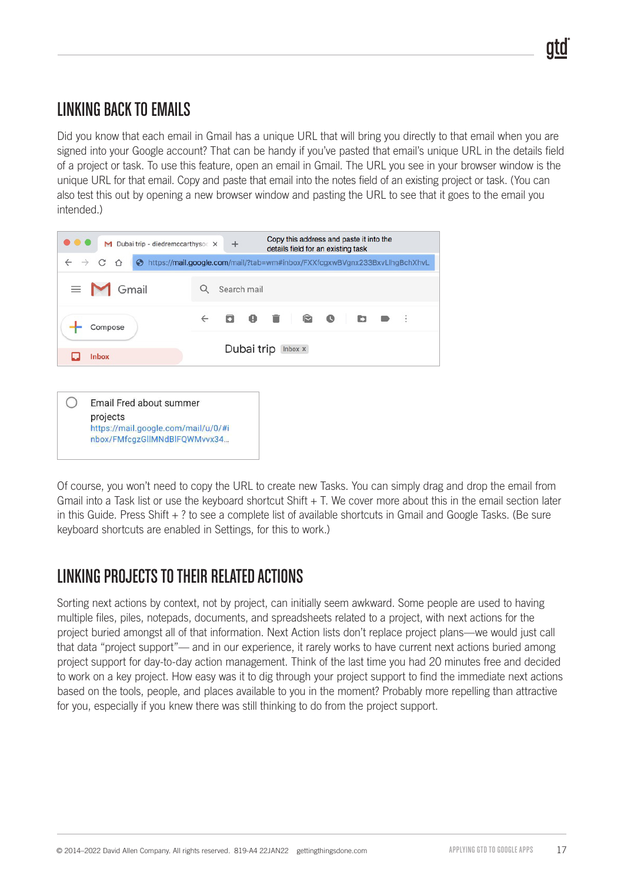## LINKING BACK TO EMAILS

Did you know that each email in Gmail has a unique URL that will bring you directly to that email when you are signed into your Google account? That can be handy if you've pasted that email's unique URL in the details field of a project or task. To use this feature, open an email in Gmail. The URL you see in your browser window is the unique URL for that email. Copy and paste that email into the notes field of an existing project or task. (You can also test this out by opening a new browser window and pasting the URL to see that it goes to the email you intended.)

Of course, you won't need to copy the URL to create new Tasks. You can simply drag and drop the email from Gmail into a Task list or use the keyboard shortcut Shift + T. We cover more about this in the email section later in this Guide. Press Shift + ? to see a complete list of available shortcuts in Gmail and Google Tasks. (Be sure keyboard shortcuts are enabled in Settings, for this to work.)

## LINKING PROJECTS TO THEIR RELATED ACTIONS

Sorting next actions by context, not by project, can initially seem awkward. Some people are used to having multiple files, piles, notepads, documents, and spreadsheets related to a project, with next actions for the project buried amongst all of that information. Next Action lists don't replace project plans—we would just call that data "project support"— and in our experience, it rarely works to have current next actions buried among project support for day-to-day action management. Think of the last time you had 20 minutes free and decided to work on a key project. How easy was it to dig through your project support to find the immediate next actions based on the tools, people, and places available to you in the moment? Probably more repelling than attractive for you, especially if you knew there was still thinking to do from the project support.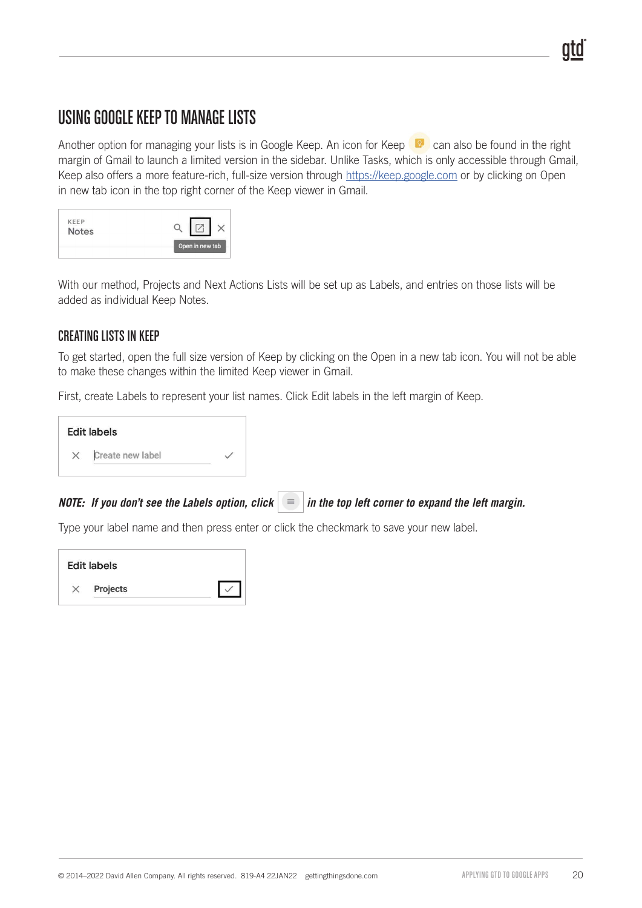## USING GOOGLE KEEP TO MANAGE LISTS

Another option for managing your lists is in Google Keep. An icon for Keep can also be found in the right margin of Gmail to launch a limited version in the sidebar. Unlike Tasks, which is only accessible through Gmail, Keep also offers a more feature-rich, full-size version through [https://keep.google.com](https://keep.google.com) or by clicking on Open in new tab icon in the top right corner of the Keep viewer in Gmail.

With our method, Projects and Next Actions Lists will be set up as Labels, and entries on those lists will be added as individual Keep Notes.

### CREATING LISTS IN KEEP

To get started, open the full size version of Keep by clicking on the Open in a new tab icon. You will not be able to make these changes within the limited Keep viewer in Gmail.

First, create Labels to represent your list names. Click Edit labels in the left margin of Keep.

***NOTE: If you don't see the Labels option, click ≡ in the top left corner to expand the left margin.***

Type your label name and then press enter or click the checkmark to save your new label.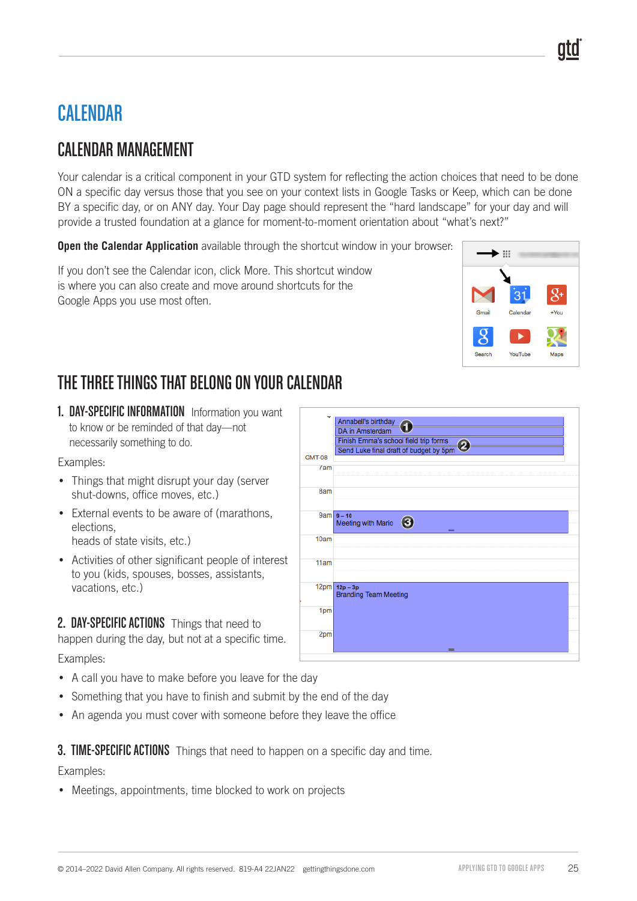# CALENDAR

## CALENDAR MANAGEMENT

Your calendar is a critical component in your GTD system for reflecting the action choices that need to be done ON a specific day versus those that you see on your context lists in Google Tasks or Keep, which can be done BY a specific day, or on ANY day. Your Day page should represent the "hard landscape" for your day and will provide a trusted foundation at a glance for moment-to-moment orientation about "what's next?"

**Open the Calendar Application** available through the shortcut window in your browser:

If you don't see the Calendar icon, click More. This shortcut window is where you can also create and move around shortcuts for the Google Apps you use most often.

## THE THREE THINGS THAT BELONG ON YOUR CALENDAR

### 1. DAY-SPECIFIC INFORMATION

Information you want to know or be reminded of that day—not necessarily something to do.

Examples:

- Things that might disrupt your day (server shut-downs, office moves, etc.)
- External events to be aware of (marathons, elections, heads of state visits, etc.)
- Activities of other significant people of interest to you (kids, spouses, bosses, assistants, vacations, etc.)

### 2. DAY-SPECIFIC ACTIONS

Things that need to happen during the day, but not at a specific time.

Examples:

- A call you have to make before you leave for the day
- Something that you have to finish and submit by the end of the day
- An agenda you must cover with someone before they leave the office

### 3. TIME-SPECIFIC ACTIONS

Things that need to happen on a specific day and time.

Examples:

- Meetings, appointments, time blocked to work on projects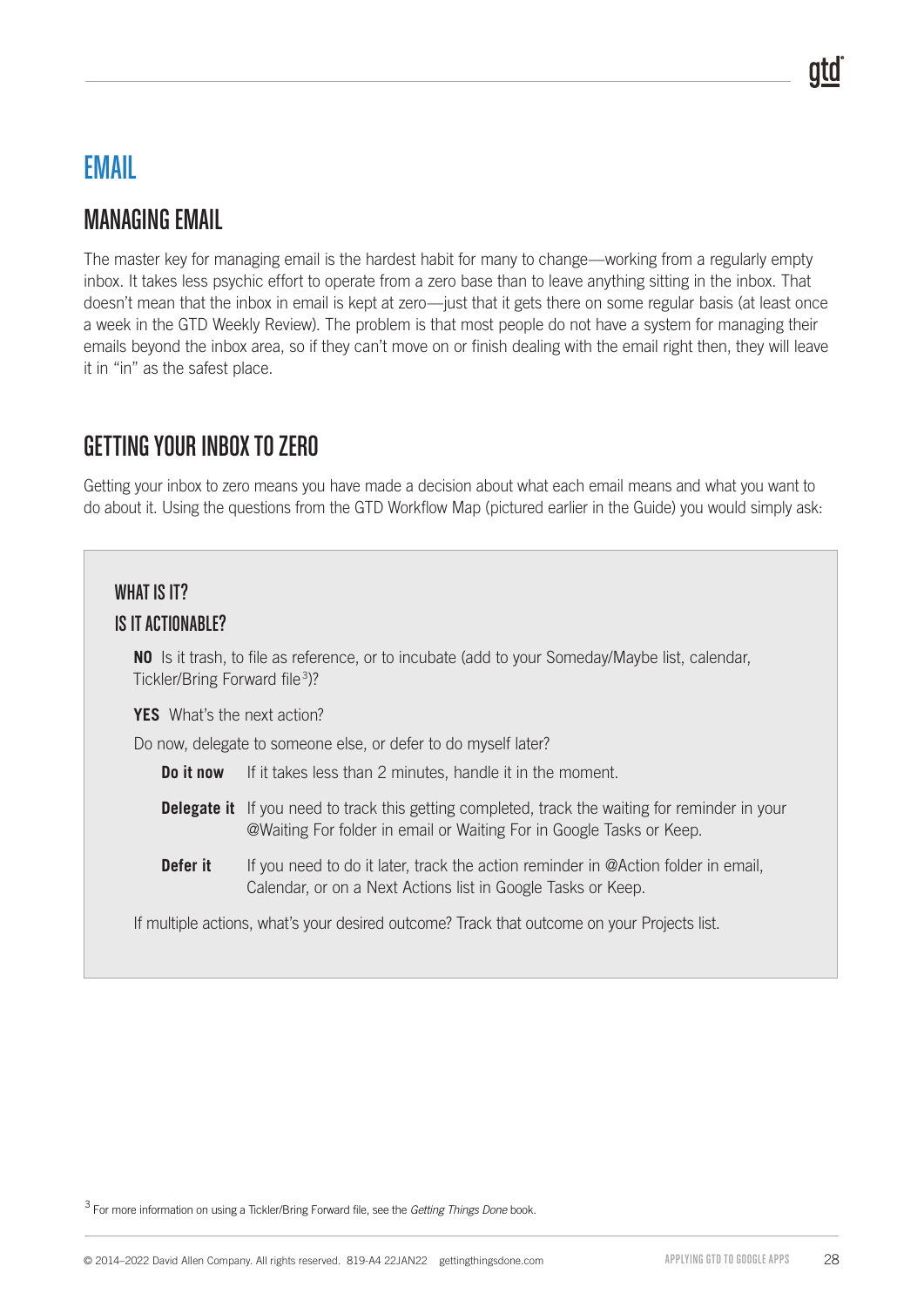# EMAIL

## MANAGING EMAIL

The master key for managing email is the hardest habit for many to change—working from a regularly empty inbox. It takes less psychic effort to operate from a zero base than to leave anything sitting in the inbox. That doesn't mean that the inbox in email is kept at zero—just that it gets there on some regular basis (at least once a week in the GTD Weekly Review). The problem is that most people do not have a system for managing their emails beyond the inbox area, so if they can't move on or finish dealing with the email right then, they will leave it in "in" as the safest place.

## GETTING YOUR INBOX TO ZERO

Getting your inbox to zero means you have made a decision about what each email means and what you want to do about it. Using the questions from the GTD Workflow Map (pictured earlier in the Guide) you would simply ask:

### WHAT IS IT?

### IS IT ACTIONABLE?

**NO** Is it trash, to file as reference, or to incubate (add to your Someday/Maybe list, calendar, Tickler/Bring Forward file[3])?

**YES** What's the next action?

Do now, delegate to someone else, or defer to do myself later?

- **Do it now** If it takes less than 2 minutes, handle it in the moment.
- **Delegate it** If you need to track this getting completed, track the waiting for reminder in your @Waiting For folder in email or Waiting For in Google Tasks or Keep.
- **Defer it** If you need to do it later, track the action reminder in @Action folder in email, Calendar, or on a Next Actions list in Google Tasks or Keep.

If multiple actions, what's your desired outcome? Track that outcome on your Projects list.

[3] For more information on using a Tickler/Bring Forward file, see the *Getting Things Done* book.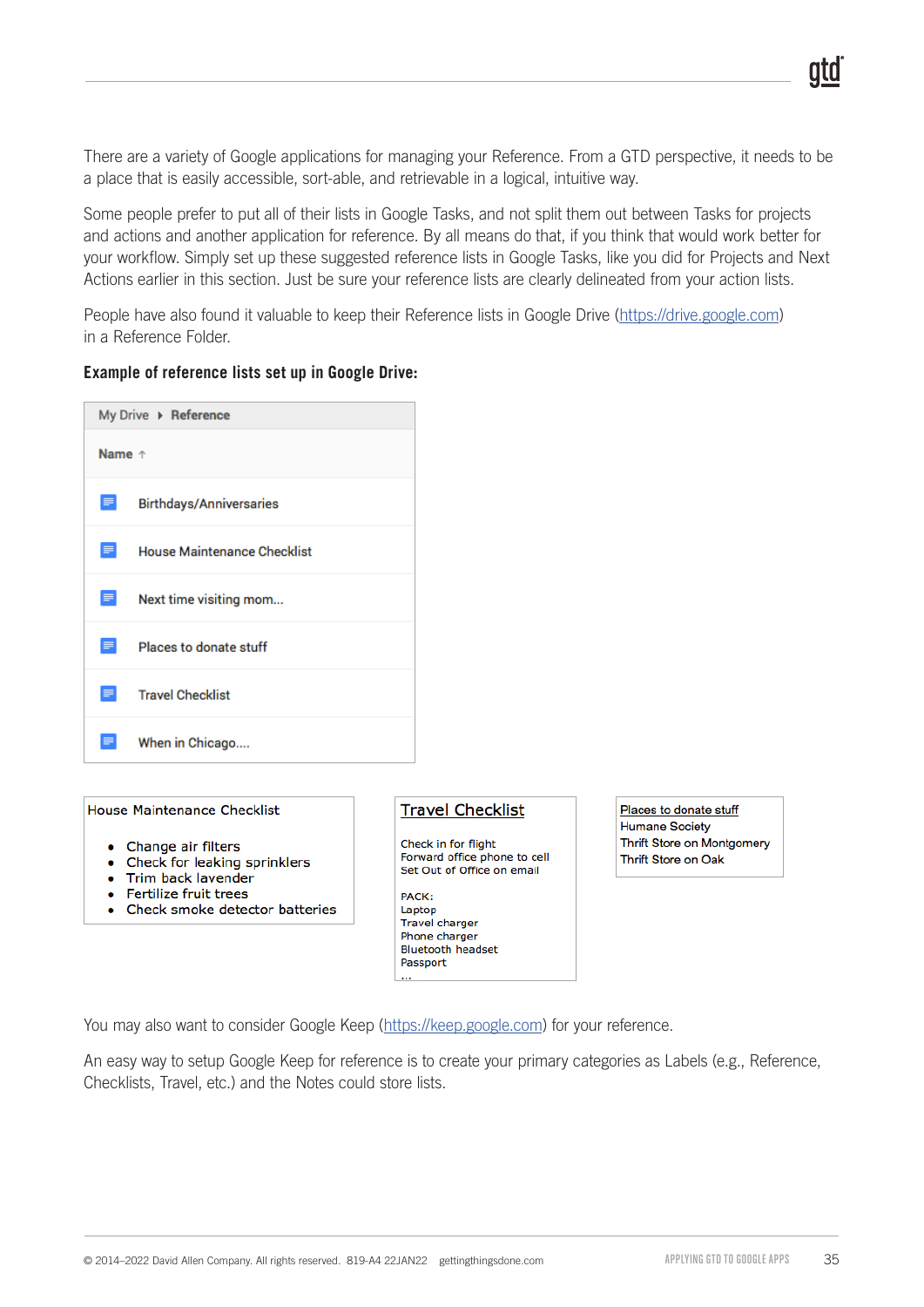There are a variety of Google applications for managing your Reference. From a GTD perspective, it needs to be a place that is easily accessible, sort-able, and retrievable in a logical, intuitive way.

Some people prefer to put all of their lists in Google Tasks, and not split them out between Tasks for projects and actions and another application for reference. By all means do that, if you think that would work better for your workflow. Simply set up these suggested reference lists in Google Tasks, like you did for Projects and Next Actions earlier in this section. Just be sure your reference lists are clearly delineated from your action lists.

People have also found it valuable to keep their Reference lists in Google Drive (https://drive.google.com) in a Reference Folder.

**Example of reference lists set up in Google Drive:**

My Drive ▸ **Reference**

| Name ↑ |
|---|
| Birthdays/Anniversaries |
| House Maintenance Checklist |
| Next time visiting mom... |
| Places to donate stuff |
| Travel Checklist |
| When in Chicago.... |

House Maintenance Checklist

- Change air filters
- Check for leaking sprinklers
- Trim back lavender
- Fertilize fruit trees
- Check smoke detector batteries

Travel Checklist

Check in for flight
Forward office phone to cell
Set Out of Office on email

PACK:
Laptop
Travel charger
Phone charger
Bluetooth headset
Passport
...

Places to donate stuff
Humane Society
Thrift Store on Montgomery
Thrift Store on Oak

You may also want to consider Google Keep (https://keep.google.com) for your reference.

An easy way to setup Google Keep for reference is to create your primary categories as Labels (e.g., Reference, Checklists, Travel, etc.) and the Notes could store lists.

© 2014–2022 David Allen Company. All rights reserved. 819-A4 22JAN22 gettingthingsdone.com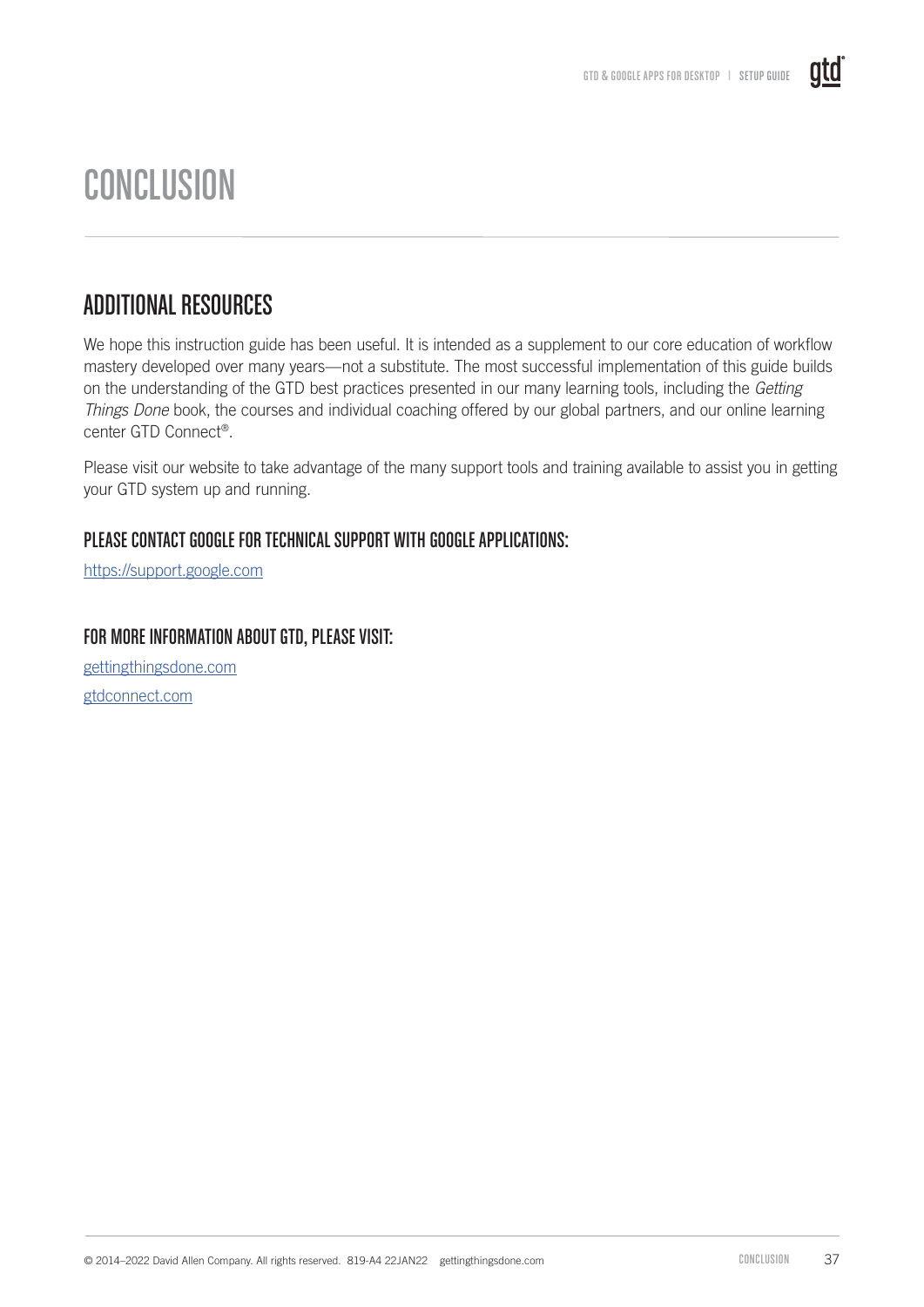# CONCLUSION

## ADDITIONAL RESOURCES

We hope this instruction guide has been useful. It is intended as a supplement to our core education of workflow mastery developed over many years—not a substitute. The most successful implementation of this guide builds on the understanding of the GTD best practices presented in our many learning tools, including the *Getting Things Done* book, the courses and individual coaching offered by our global partners, and our online learning center GTD Connect®.

Please visit our website to take advantage of the many support tools and training available to assist you in getting your GTD system up and running.

### PLEASE CONTACT GOOGLE FOR TECHNICAL SUPPORT WITH GOOGLE APPLICATIONS:

https://support.google.com

### FOR MORE INFORMATION ABOUT GTD, PLEASE VISIT:

gettingthingsdone.com

gtdconnect.com

© 2014–2022 David Allen Company. All rights reserved. 819-A4 22JAN22 gettingthingsdone.com